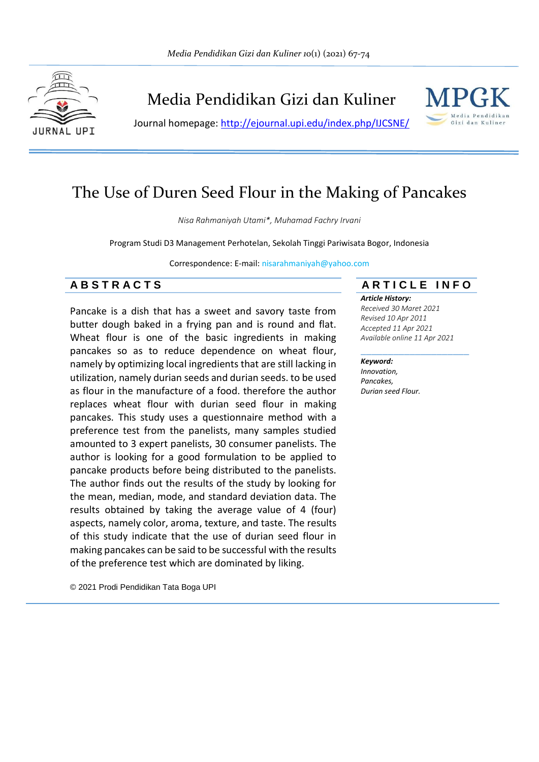# Media Pendidikan Gizi dan Kuliner

Journal homepage: [http://ejournal.upi.edu/index.php/IJCSNE/](http://ejournal.upi.edu/index.php/IJCSNE/)

## The Use of Duren Seed Flour in the Making of Pancakes

*Nisa Rahmaniyah Utami\*, Muhamad Fachry Irvani*

Program Studi D3 Management Perhotelan, Sekolah Tinggi Pariwisata Bogor, Indonesia

Correspondence: E-mail: nisarahmaniyah@yahoo.com

### ABSTRACTS

Pancake is a dish that has a sweet and savory taste from butter dough baked in a frying pan and is round and flat. Wheat flour is one of the basic ingredients in making pancakes so as to reduce dependence on wheat flour, namely by optimizing local ingredients that are still lacking in utilization, namely durian seeds and durian seeds. to be used as flour in the manufacture of a food. therefore the author replaces wheat flour with durian seed flour in making pancakes. This study uses a questionnaire method with a preference test from the panelists, many samples studied amounted to 3 expert panelists, 30 consumer panelists. The author is looking for a good formulation to be applied to pancake products before being distributed to the panelists. The author finds out the results of the study by looking for the mean, median, mode, and standard deviation data. The results obtained by taking the average value of 4 (four) aspects, namely color, aroma, texture, and taste. The results of this study indicate that the use of durian seed flour in making pancakes can be said to be successful with the results of the preference test which are dominated by liking.

© 2021 Prodi Pendidikan Tata Boga UPI

### ARTICLE INFO

***Article History:***
*Received 30 Maret 2021*
*Revised 10 Apr 2011*
*Accepted 11 Apr 2021*
*Available online 11 Apr 2021*

***Keyword:***
*Innovation,*
*Pancakes,*
*Durian seed Flour.*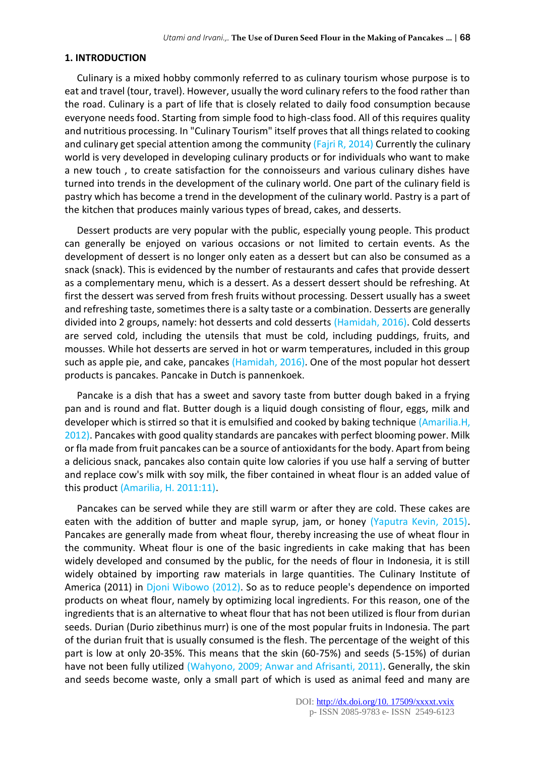## 1. INTRODUCTION

Culinary is a mixed hobby commonly referred to as culinary tourism whose purpose is to eat and travel (tour, travel). However, usually the word culinary refers to the food rather than the road. Culinary is a part of life that is closely related to daily food consumption because everyone needs food. Starting from simple food to high-class food. All of this requires quality and nutritious processing. In "Culinary Tourism" itself proves that all things related to cooking and culinary get special attention among the community (Fajri R, 2014) Currently the culinary world is very developed in developing culinary products or for individuals who want to make a new touch , to create satisfaction for the connoisseurs and various culinary dishes have turned into trends in the development of the culinary world. One part of the culinary field is pastry which has become a trend in the development of the culinary world. Pastry is a part of the kitchen that produces mainly various types of bread, cakes, and desserts.

Dessert products are very popular with the public, especially young people. This product can generally be enjoyed on various occasions or not limited to certain events. As the development of dessert is no longer only eaten as a dessert but can also be consumed as a snack (snack). This is evidenced by the number of restaurants and cafes that provide dessert as a complementary menu, which is a dessert. As a dessert dessert should be refreshing. At first the dessert was served from fresh fruits without processing. Dessert usually has a sweet and refreshing taste, sometimes there is a salty taste or a combination. Desserts are generally divided into 2 groups, namely: hot desserts and cold desserts (Hamidah, 2016). Cold desserts are served cold, including the utensils that must be cold, including puddings, fruits, and mousses. While hot desserts are served in hot or warm temperatures, included in this group such as apple pie, and cake, pancakes (Hamidah, 2016). One of the most popular hot dessert products is pancakes. Pancake in Dutch is pannenkoek.

Pancake is a dish that has a sweet and savory taste from butter dough baked in a frying pan and is round and flat. Butter dough is a liquid dough consisting of flour, eggs, milk and developer which is stirred so that it is emulsified and cooked by baking technique (Amarilia.H, 2012). Pancakes with good quality standards are pancakes with perfect blooming power. Milk or fla made from fruit pancakes can be a source of antioxidants for the body. Apart from being a delicious snack, pancakes also contain quite low calories if you use half a serving of butter and replace cow's milk with soy milk, the fiber contained in wheat flour is an added value of this product (Amarilia, H. 2011:11).

Pancakes can be served while they are still warm or after they are cold. These cakes are eaten with the addition of butter and maple syrup, jam, or honey (Yaputra Kevin, 2015). Pancakes are generally made from wheat flour, thereby increasing the use of wheat flour in the community. Wheat flour is one of the basic ingredients in cake making that has been widely developed and consumed by the public, for the needs of flour in Indonesia, it is still widely obtained by importing raw materials in large quantities. The Culinary Institute of America (2011) in Djoni Wibowo (2012). So as to reduce people's dependence on imported products on wheat flour, namely by optimizing local ingredients. For this reason, one of the ingredients that is an alternative to wheat flour that has not been utilized is flour from durian seeds. Durian (Durio zibethinus murr) is one of the most popular fruits in Indonesia. The part of the durian fruit that is usually consumed is the flesh. The percentage of the weight of this part is low at only 20-35%. This means that the skin (60-75%) and seeds (5-15%) of durian have not been fully utilized (Wahyono, 2009; Anwar and Afrisanti, 2011). Generally, the skin and seeds become waste, only a small part of which is used as animal feed and many are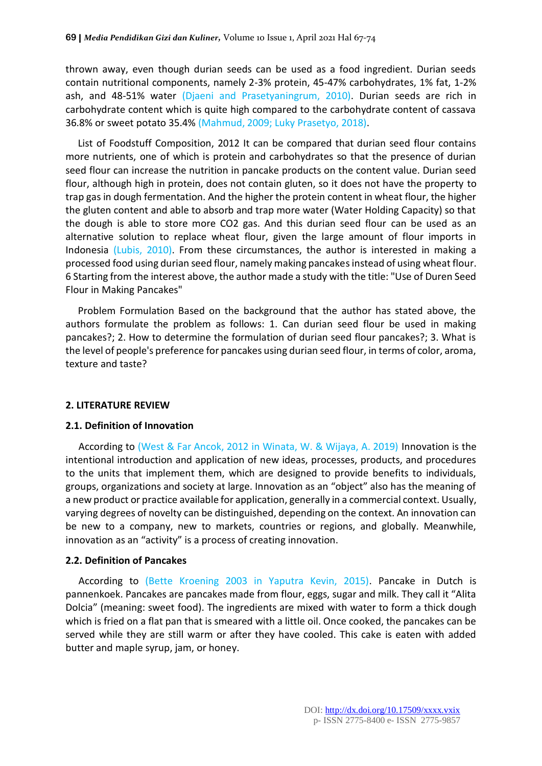thrown away, even though durian seeds can be used as a food ingredient. Durian seeds contain nutritional components, namely 2-3% protein, 45-47% carbohydrates, 1% fat, 1-2% ash, and 48-51% water (Djaeni and Prasetyaningrum, 2010). Durian seeds are rich in carbohydrate content which is quite high compared to the carbohydrate content of cassava 36.8% or sweet potato 35.4% (Mahmud, 2009; Luky Prasetyo, 2018).

List of Foodstuff Composition, 2012 It can be compared that durian seed flour contains more nutrients, one of which is protein and carbohydrates so that the presence of durian seed flour can increase the nutrition in pancake products on the content value. Durian seed flour, although high in protein, does not contain gluten, so it does not have the property to trap gas in dough fermentation. And the higher the protein content in wheat flour, the higher the gluten content and able to absorb and trap more water (Water Holding Capacity) so that the dough is able to store more $CO_2$ gas. And this durian seed flour can be used as an alternative solution to replace wheat flour, given the large amount of flour imports in Indonesia (Lubis, 2010). From these circumstances, the author is interested in making a processed food using durian seed flour, namely making pancakes instead of using wheat flour. 6 Starting from the interest above, the author made a study with the title: "Use of Duren Seed Flour in Making Pancakes"

Problem Formulation Based on the background that the author has stated above, the authors formulate the problem as follows: 1. Can durian seed flour be used in making pancakes?; 2. How to determine the formulation of durian seed flour pancakes?; 3. What is the level of people's preference for pancakes using durian seed flour, in terms of color, aroma, texture and taste?

## 2. LITERATURE REVIEW

### 2.1. Definition of Innovation

According to (West & Far Ancok, 2012 in Winata, W. & Wijaya, A. 2019) Innovation is the intentional introduction and application of new ideas, processes, products, and procedures to the units that implement them, which are designed to provide benefits to individuals, groups, organizations and society at large. Innovation as an "object" also has the meaning of a new product or practice available for application, generally in a commercial context. Usually, varying degrees of novelty can be distinguished, depending on the context. An innovation can be new to a company, new to markets, countries or regions, and globally. Meanwhile, innovation as an "activity" is a process of creating innovation.

### 2.2. Definition of Pancakes

According to (Bette Kroening 2003 in Yaputra Kevin, 2015). Pancake in Dutch is pannenkoek. Pancakes are pancakes made from flour, eggs, sugar and milk. They call it "Alita Dolcia" (meaning: sweet food). The ingredients are mixed with water to form a thick dough which is fried on a flat pan that is smeared with a little oil. Once cooked, the pancakes can be served while they are still warm or after they have cooled. This cake is eaten with added butter and maple syrup, jam, or honey.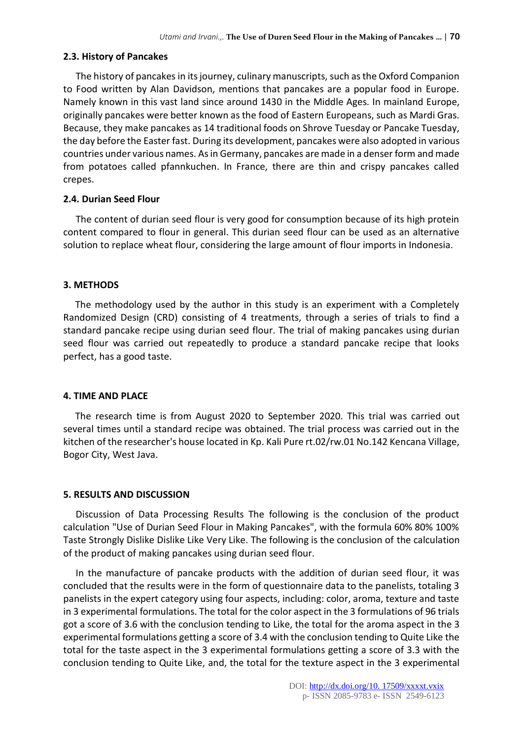### 2.3. History of Pancakes

The history of pancakes in its journey, culinary manuscripts, such as the Oxford Companion to Food written by Alan Davidson, mentions that pancakes are a popular food in Europe. Namely known in this vast land since around 1430 in the Middle Ages. In mainland Europe, originally pancakes were better known as the food of Eastern Europeans, such as Mardi Gras. Because, they make pancakes as 14 traditional foods on Shrove Tuesday or Pancake Tuesday, the day before the Easter fast. During its development, pancakes were also adopted in various countries under various names. As in Germany, pancakes are made in a denser form and made from potatoes called pfannkuchen. In France, there are thin and crispy pancakes called crepes.

### 2.4. Durian Seed Flour

The content of durian seed flour is very good for consumption because of its high protein content compared to flour in general. This durian seed flour can be used as an alternative solution to replace wheat flour, considering the large amount of flour imports in Indonesia.

## 3. METHODS

The methodology used by the author in this study is an experiment with a Completely Randomized Design (CRD) consisting of 4 treatments, through a series of trials to find a standard pancake recipe using durian seed flour. The trial of making pancakes using durian seed flour was carried out repeatedly to produce a standard pancake recipe that looks perfect, has a good taste.

## 4. TIME AND PLACE

The research time is from August 2020 to September 2020. This trial was carried out several times until a standard recipe was obtained. The trial process was carried out in the kitchen of the researcher's house located in Kp. Kali Pure rt.02/rw.01 No.142 Kencana Village, Bogor City, West Java.

## 5. RESULTS AND DISCUSSION

Discussion of Data Processing Results The following is the conclusion of the product calculation "Use of Durian Seed Flour in Making Pancakes", with the formula 60% 80% 100% Taste Strongly Dislike Dislike Like Very Like. The following is the conclusion of the calculation of the product of making pancakes using durian seed flour.

In the manufacture of pancake products with the addition of durian seed flour, it was concluded that the results were in the form of questionnaire data to the panelists, totaling 3 panelists in the expert category using four aspects, including: color, aroma, texture and taste in 3 experimental formulations. The total for the color aspect in the 3 formulations of 96 trials got a score of 3.6 with the conclusion tending to Like, the total for the aroma aspect in the 3 experimental formulations getting a score of 3.4 with the conclusion tending to Quite Like the total for the taste aspect in the 3 experimental formulations getting a score of 3.3 with the conclusion tending to Quite Like, and, the total for the texture aspect in the 3 experimental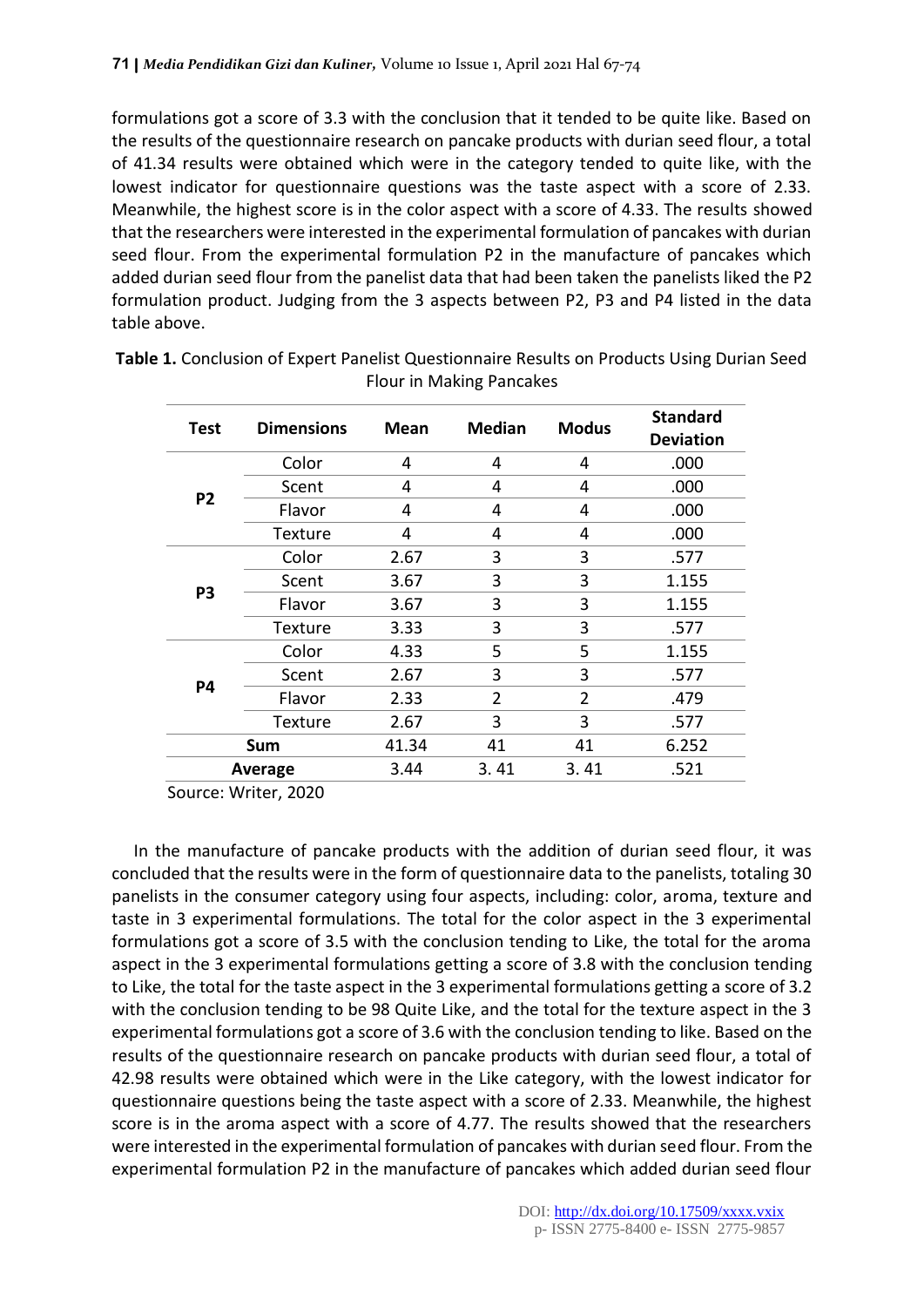formulations got a score of 3.3 with the conclusion that it tended to be quite like. Based on the results of the questionnaire research on pancake products with durian seed flour, a total of 41.34 results were obtained which were in the category tended to quite like, with the lowest indicator for questionnaire questions was the taste aspect with a score of 2.33. Meanwhile, the highest score is in the color aspect with a score of 4.33. The results showed that the researchers were interested in the experimental formulation of pancakes with durian seed flour. From the experimental formulation P2 in the manufacture of pancakes which added durian seed flour from the panelist data that had been taken the panelists liked the P2 formulation product. Judging from the 3 aspects between P2, P3 and P4 listed in the data table above.

**Table 1.** Conclusion of Expert Panelist Questionnaire Results on Products Using Durian Seed Flour in Making Pancakes

| Test | Dimensions | Mean | Median | Modus | Standard Deviation |
|---|---|---|---|---|---|
| P2 | Color | 4 | 4 | 4 | .000 |
| | Scent | 4 | 4 | 4 | .000 |
| | Flavor | 4 | 4 | 4 | .000 |
| | Texture | 4 | 4 | 4 | .000 |
| P3 | Color | 2.67 | 3 | 3 | .577 |
| | Scent | 3.67 | 3 | 3 | 1.155 |
| | Flavor | 3.67 | 3 | 3 | 1.155 |
| | Texture | 3.33 | 3 | 3 | .577 |
| P4 | Color | 4.33 | 5 | 5 | 1.155 |
| | Scent | 2.67 | 3 | 3 | .577 |
| | Flavor | 2.33 | 2 | 2 | .479 |
| | Texture | 2.67 | 3 | 3 | .577 |
| Sum | | 41.34 | 41 | 41 | 6.252 |
| Average | | 3.44 | 3. 41 | 3. 41 | .521 |

Source: Writer, 2020

In the manufacture of pancake products with the addition of durian seed flour, it was concluded that the results were in the form of questionnaire data to the panelists, totaling 30 panelists in the consumer category using four aspects, including: color, aroma, texture and taste in 3 experimental formulations. The total for the color aspect in the 3 experimental formulations got a score of 3.5 with the conclusion tending to Like, the total for the aroma aspect in the 3 experimental formulations getting a score of 3.8 with the conclusion tending to Like, the total for the taste aspect in the 3 experimental formulations getting a score of 3.2 with the conclusion tending to be 98 Quite Like, and the total for the texture aspect in the 3 experimental formulations got a score of 3.6 with the conclusion tending to like. Based on the results of the questionnaire research on pancake products with durian seed flour, a total of 42.98 results were obtained which were in the Like category, with the lowest indicator for questionnaire questions being the taste aspect with a score of 2.33. Meanwhile, the highest score is in the aroma aspect with a score of 4.77. The results showed that the researchers were interested in the experimental formulation of pancakes with durian seed flour. From the experimental formulation P2 in the manufacture of pancakes which added durian seed flour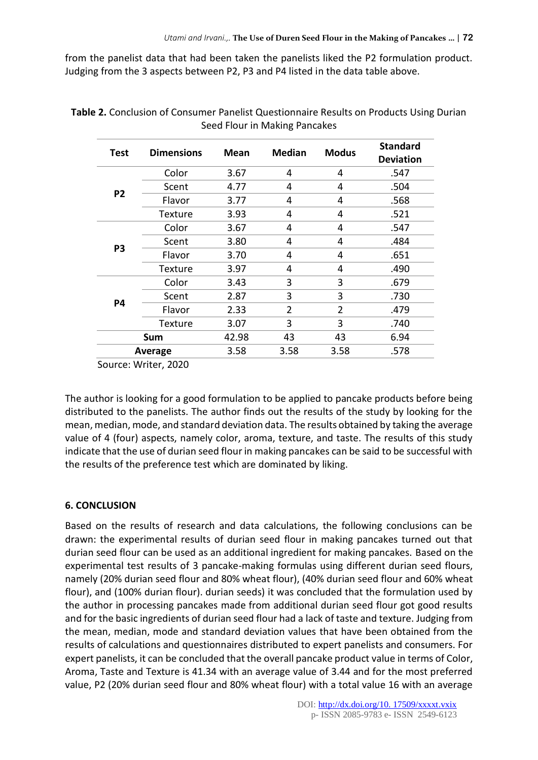from the panelist data that had been taken the panelists liked the P2 formulation product. Judging from the 3 aspects between P2, P3 and P4 listed in the data table above.

**Table 2.** Conclusion of Consumer Panelist Questionnaire Results on Products Using Durian Seed Flour in Making Pancakes

| Test | Dimensions | Mean | Median | Modus | Standard Deviation |
|---|---|---|---|---|---|
| P2 | Color | 3.67 | 4 | 4 | .547 |
| | Scent | 4.77 | 4 | 4 | .504 |
| | Flavor | 3.77 | 4 | 4 | .568 |
| | Texture | 3.93 | 4 | 4 | .521 |
| P3 | Color | 3.67 | 4 | 4 | .547 |
| | Scent | 3.80 | 4 | 4 | .484 |
| | Flavor | 3.70 | 4 | 4 | .651 |
| | Texture | 3.97 | 4 | 4 | .490 |
| P4 | Color | 3.43 | 3 | 3 | .679 |
| | Scent | 2.87 | 3 | 3 | .730 |
| | Flavor | 2.33 | 2 | 2 | .479 |
| | Texture | 3.07 | 3 | 3 | .740 |
| Sum | | 42.98 | 43 | 43 | 6.94 |
| Average | | 3.58 | 3.58 | 3.58 | .578 |

Source: Writer, 2020

The author is looking for a good formulation to be applied to pancake products before being distributed to the panelists. The author finds out the results of the study by looking for the mean, median, mode, and standard deviation data. The results obtained by taking the average value of 4 (four) aspects, namely color, aroma, texture, and taste. The results of this study indicate that the use of durian seed flour in making pancakes can be said to be successful with the results of the preference test which are dominated by liking.

## 6. CONCLUSION

Based on the results of research and data calculations, the following conclusions can be drawn: the experimental results of durian seed flour in making pancakes turned out that durian seed flour can be used as an additional ingredient for making pancakes. Based on the experimental test results of 3 pancake-making formulas using different durian seed flours, namely (20% durian seed flour and 80% wheat flour), (40% durian seed flour and 60% wheat flour), and (100% durian flour). durian seeds) it was concluded that the formulation used by the author in processing pancakes made from additional durian seed flour got good results and for the basic ingredients of durian seed flour had a lack of taste and texture. Judging from the mean, median, mode and standard deviation values that have been obtained from the results of calculations and questionnaires distributed to expert panelists and consumers. For expert panelists, it can be concluded that the overall pancake product value in terms of Color, Aroma, Taste and Texture is 41.34 with an average value of 3.44 and for the most preferred value, P2 (20% durian seed flour and 80% wheat flour) with a total value 16 with an average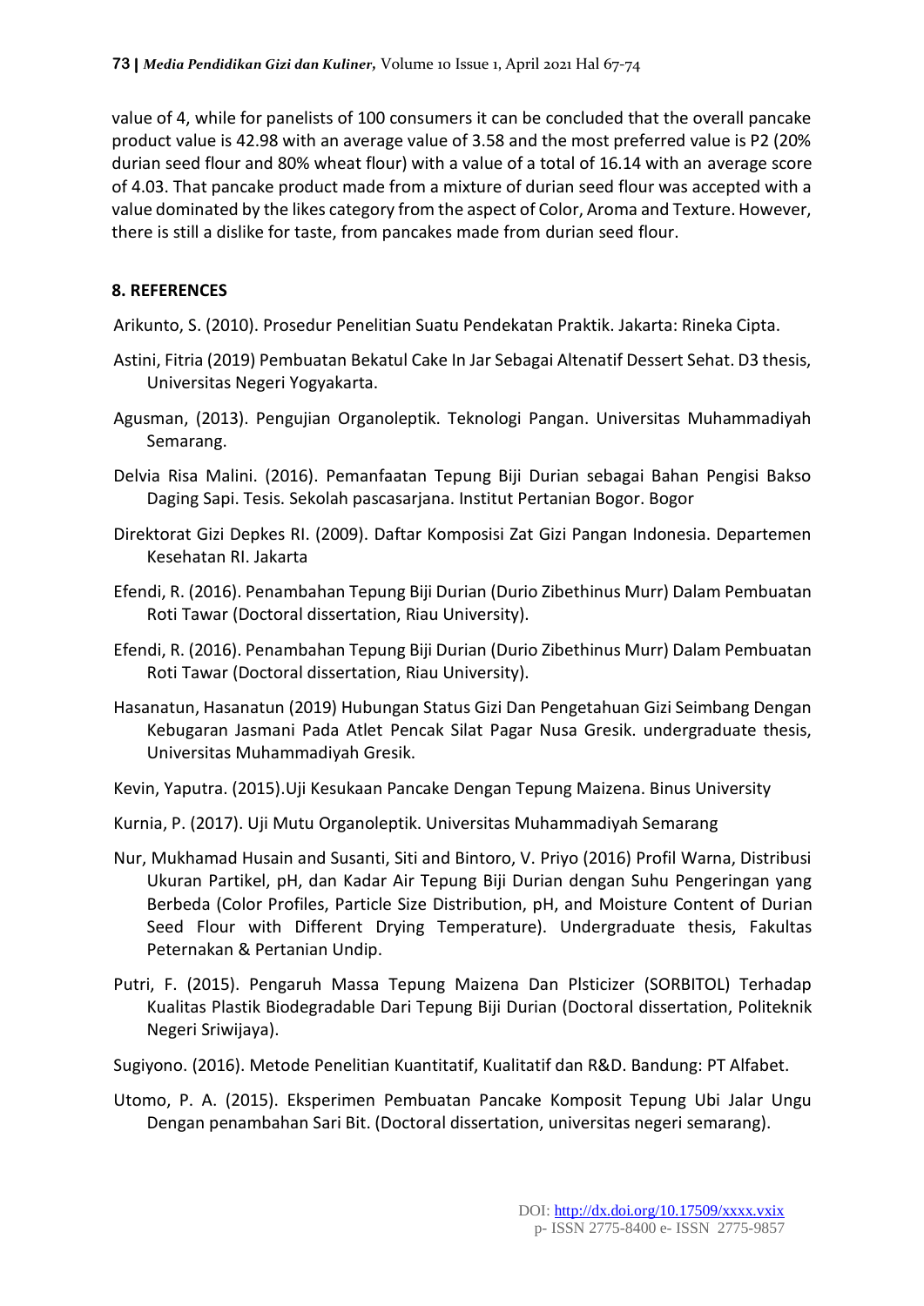value of 4, while for panelists of 100 consumers it can be concluded that the overall pancake product value is 42.98 with an average value of 3.58 and the most preferred value is P2 (20% durian seed flour and 80% wheat flour) with a value of a total of 16.14 with an average score of 4.03. That pancake product made from a mixture of durian seed flour was accepted with a value dominated by the likes category from the aspect of Color, Aroma and Texture. However, there is still a dislike for taste, from pancakes made from durian seed flour.

## 8. REFERENCES

Arikunto, S. (2010). Prosedur Penelitian Suatu Pendekatan Praktik. Jakarta: Rineka Cipta.

Astini, Fitria (2019) Pembuatan Bekatul Cake In Jar Sebagai Altenatif Dessert Sehat. D3 thesis, Universitas Negeri Yogyakarta.

Agusman, (2013). Pengujian Organoleptik. Teknologi Pangan. Universitas Muhammadiyah Semarang.

Delvia Risa Malini. (2016). Pemanfaatan Tepung Biji Durian sebagai Bahan Pengisi Bakso Daging Sapi. Tesis. Sekolah pascasarjana. Institut Pertanian Bogor. Bogor

Direktorat Gizi Depkes RI. (2009). Daftar Komposisi Zat Gizi Pangan Indonesia. Departemen Kesehatan RI. Jakarta

Efendi, R. (2016). Penambahan Tepung Biji Durian (Durio Zibethinus Murr) Dalam Pembuatan Roti Tawar (Doctoral dissertation, Riau University).

Efendi, R. (2016). Penambahan Tepung Biji Durian (Durio Zibethinus Murr) Dalam Pembuatan Roti Tawar (Doctoral dissertation, Riau University).

Hasanatun, Hasanatun (2019) Hubungan Status Gizi Dan Pengetahuan Gizi Seimbang Dengan Kebugaran Jasmani Pada Atlet Pencak Silat Pagar Nusa Gresik. undergraduate thesis, Universitas Muhammadiyah Gresik.

Kevin, Yaputra. (2015).Uji Kesukaan Pancake Dengan Tepung Maizena. Binus University

Kurnia, P. (2017). Uji Mutu Organoleptik. Universitas Muhammadiyah Semarang

Nur, Mukhamad Husain and Susanti, Siti and Bintoro, V. Priyo (2016) Profil Warna, Distribusi Ukuran Partikel, pH, dan Kadar Air Tepung Biji Durian dengan Suhu Pengeringan yang Berbeda (Color Profiles, Particle Size Distribution, pH, and Moisture Content of Durian Seed Flour with Different Drying Temperature). Undergraduate thesis, Fakultas Peternakan & Pertanian Undip.

Putri, F. (2015). Pengaruh Massa Tepung Maizena Dan Plsticizer (SORBITOL) Terhadap Kualitas Plastik Biodegradable Dari Tepung Biji Durian (Doctoral dissertation, Politeknik Negeri Sriwijaya).

Sugiyono. (2016). Metode Penelitian Kuantitatif, Kualitatif dan R&D. Bandung: PT Alfabet.

Utomo, P. A. (2015). Eksperimen Pembuatan Pancake Komposit Tepung Ubi Jalar Ungu Dengan penambahan Sari Bit. (Doctoral dissertation, universitas negeri semarang).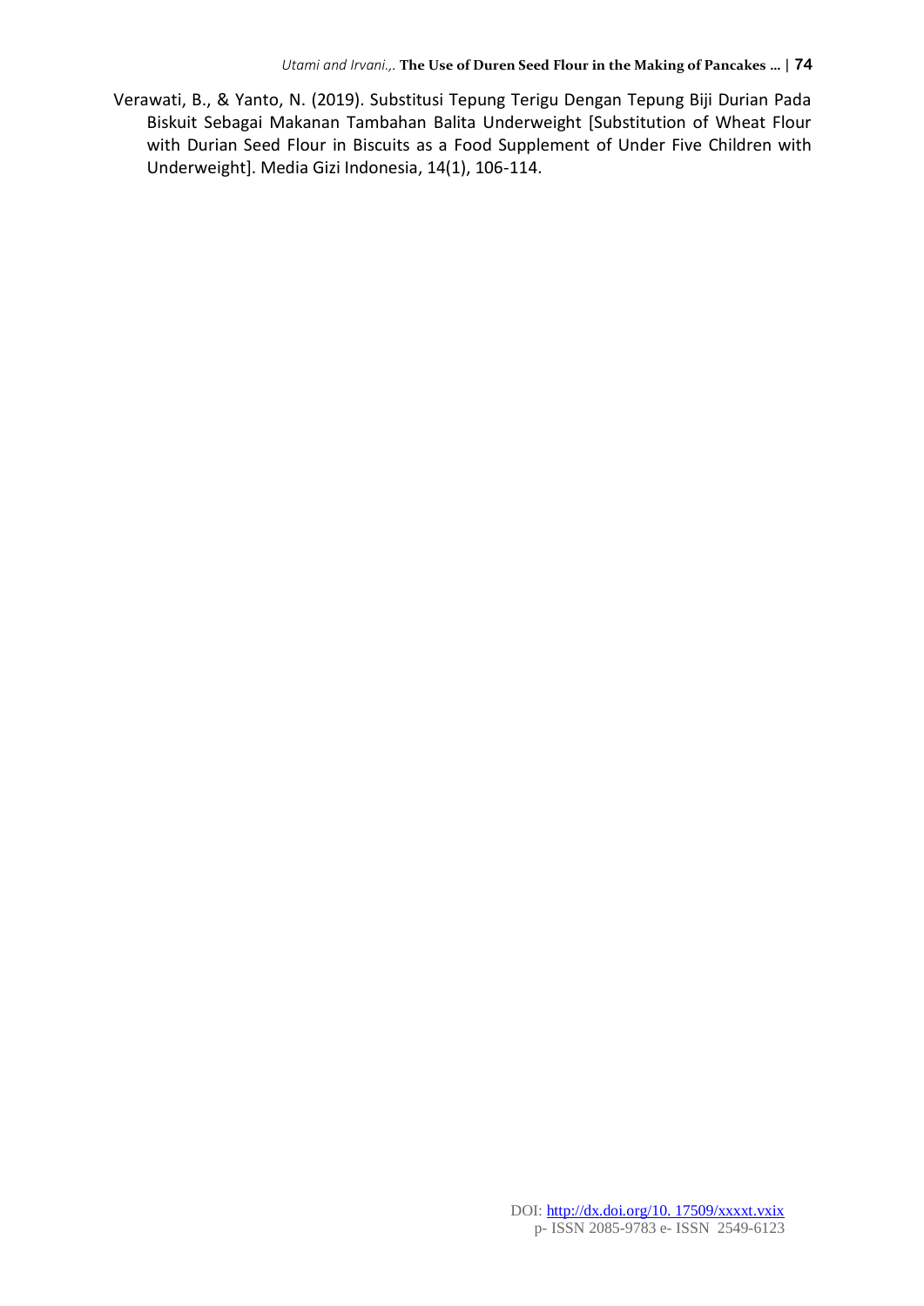Verawati, B., & Yanto, N. (2019). Substitusi Tepung Terigu Dengan Tepung Biji Durian Pada Biskuit Sebagai Makanan Tambahan Balita Underweight [Substitution of Wheat Flour with Durian Seed Flour in Biscuits as a Food Supplement of Under Five Children with Underweight]. Media Gizi Indonesia, 14(1), 106-114.